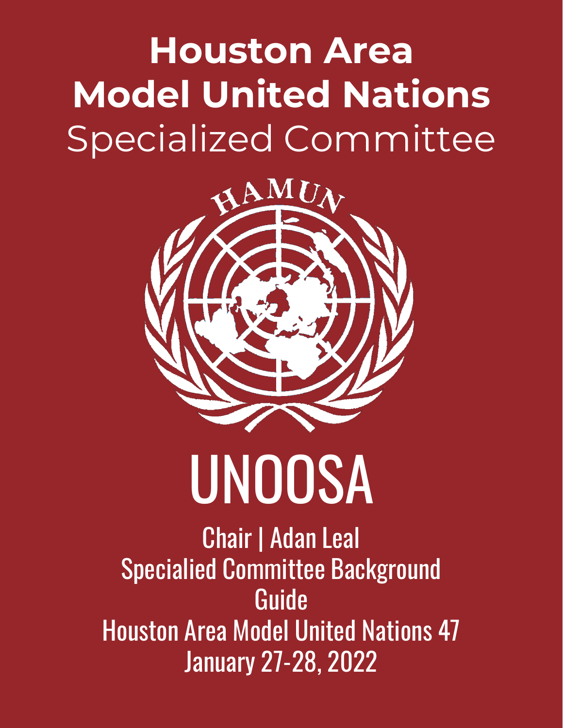# Houston Area Model United Nations

## Specialized Committee

HAMUN

# UNOOSA

Chair | Adan Leal

Specialied Committee Background Guide

Houston Area Model United Nations 47

January 27-28, 2022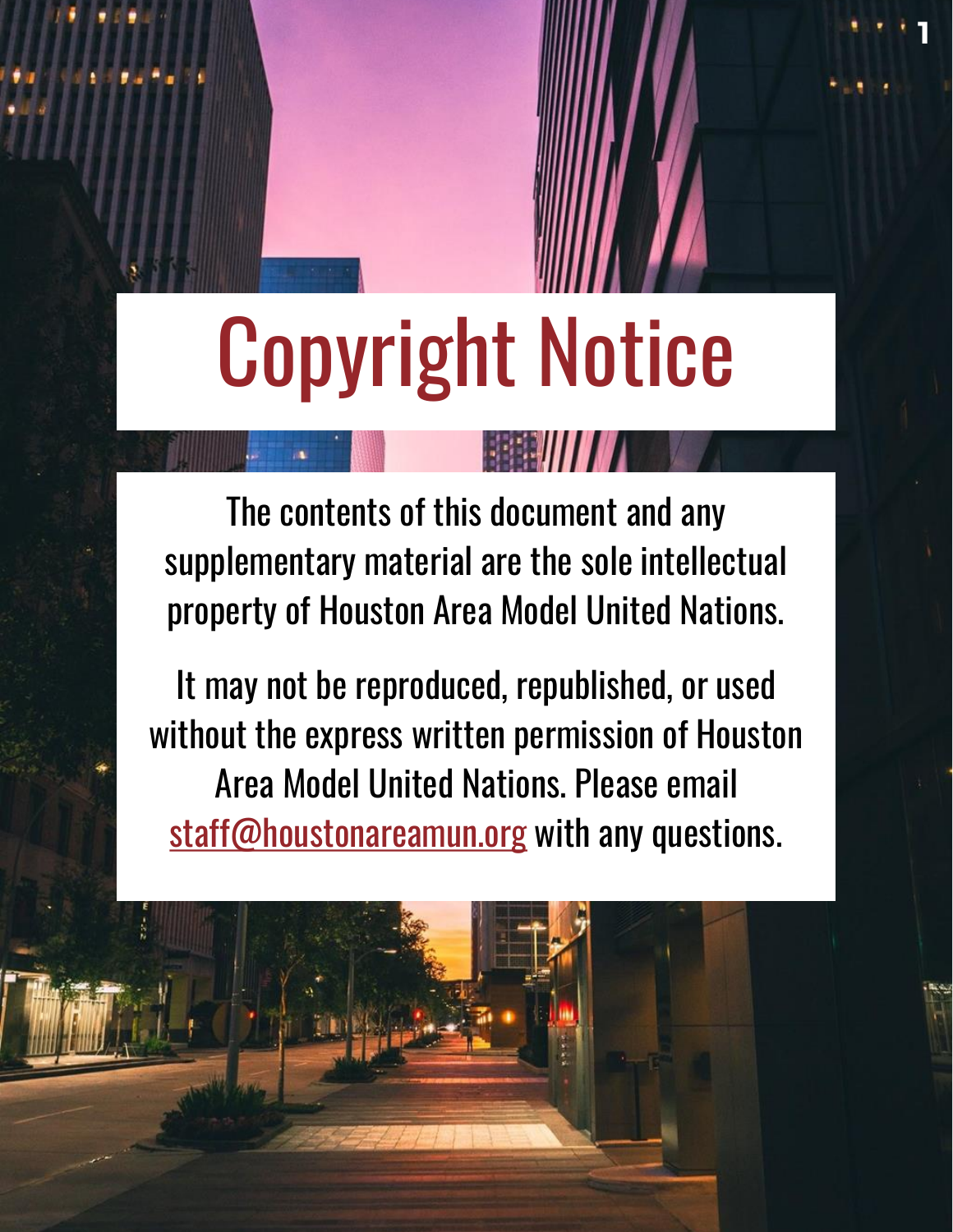# Copyright Notice

The contents of this document and any supplementary material are the sole intellectual property of Houston Area Model United Nations.

It may not be reproduced, republished, or used without the express written permission of Houston Area Model United Nations. Please email staff@houstonareamun.org with any questions.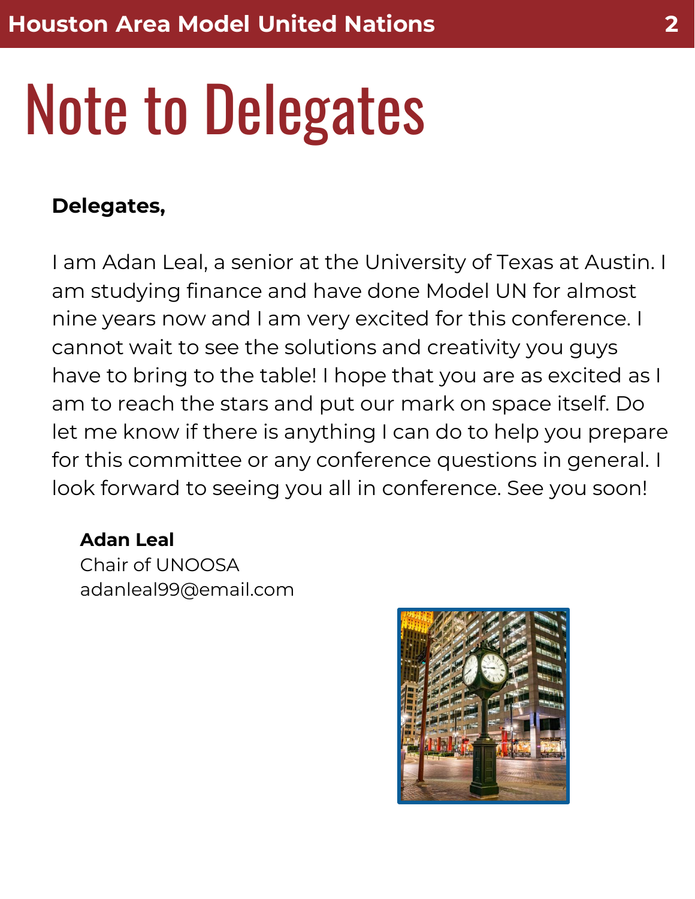# Note to Delegates

**Delegates,**

I am Adan Leal, a senior at the University of Texas at Austin. I am studying finance and have done Model UN for almost nine years now and I am very excited for this conference. I cannot wait to see the solutions and creativity you guys have to bring to the table! I hope that you are as excited as I am to reach the stars and put our mark on space itself. Do let me know if there is anything I can do to help you prepare for this committee or any conference questions in general. I look forward to seeing you all in conference. See you soon!

**Adan Leal**
Chair of UNOOSA
adanleal99@email.com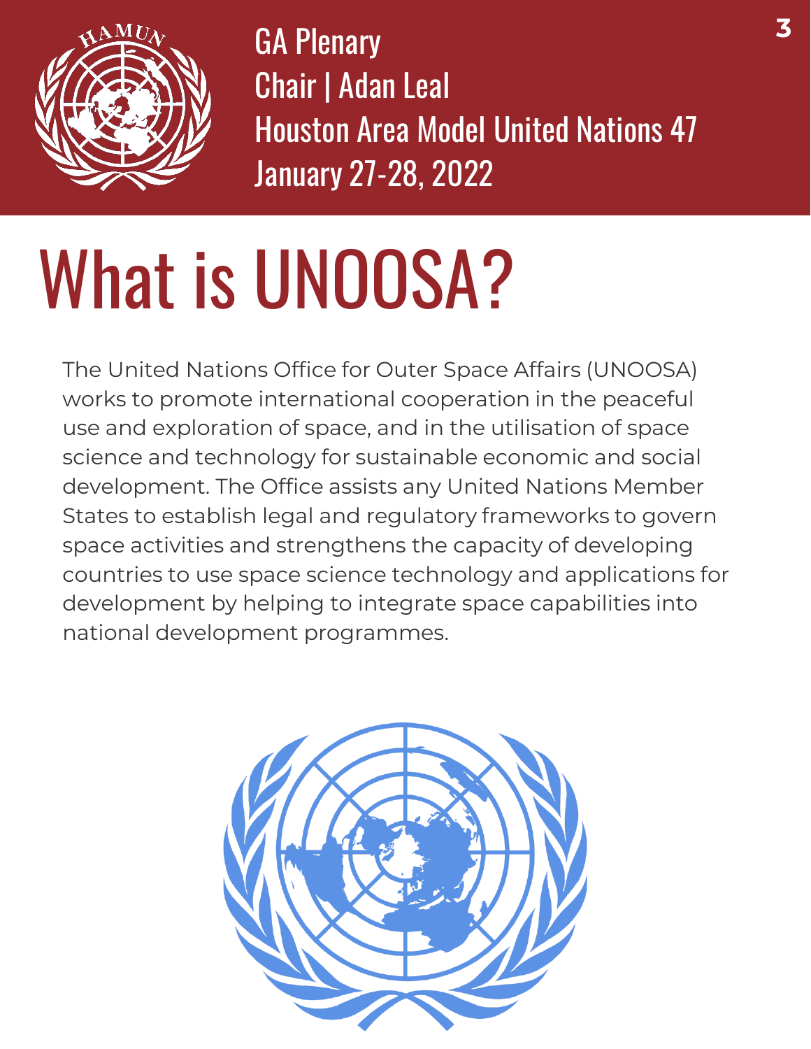# What is UNOOSA?

The United Nations Office for Outer Space Affairs (UNOOSA) works to promote international cooperation in the peaceful use and exploration of space, and in the utilisation of space science and technology for sustainable economic and social development. The Office assists any United Nations Member States to establish legal and regulatory frameworks to govern space activities and strengthens the capacity of developing countries to use space science technology and applications for development by helping to integrate space capabilities into national development programmes.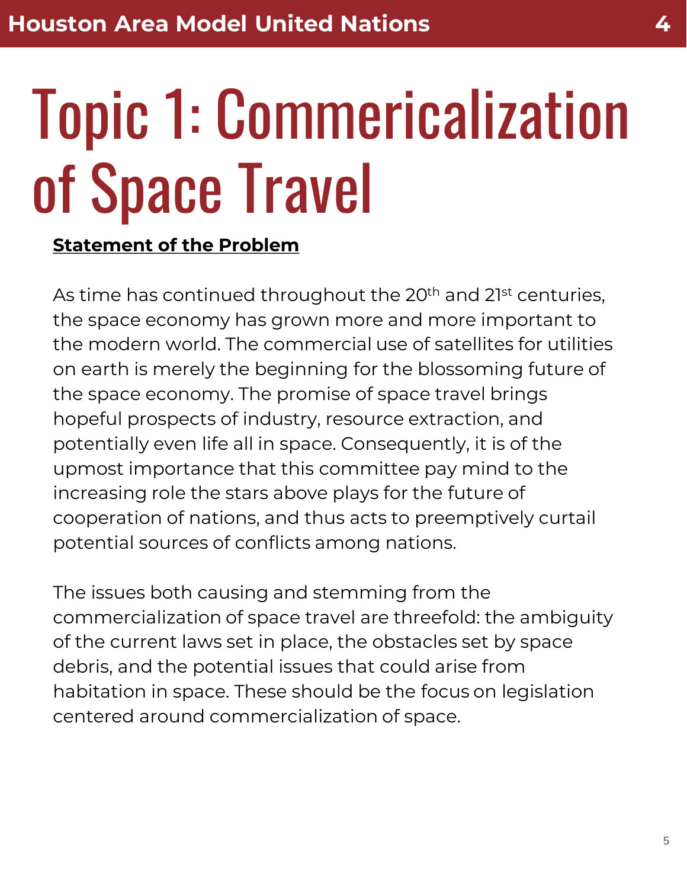# Topic 1: Commericalization of Space Travel

**Statement of the Problem**

As time has continued throughout the 20th and 21st centuries, the space economy has grown more and more important to the modern world. The commercial use of satellites for utilities on earth is merely the beginning for the blossoming future of the space economy. The promise of space travel brings hopeful prospects of industry, resource extraction, and potentially even life all in space. Consequently, it is of the upmost importance that this committee pay mind to the increasing role the stars above plays for the future of cooperation of nations, and thus acts to preemptively curtail potential sources of conflicts among nations.

The issues both causing and stemming from the commercialization of space travel are threefold: the ambiguity of the current laws set in place, the obstacles set by space debris, and the potential issues that could arise from habitation in space. These should be the focus on legislation centered around commercialization of space.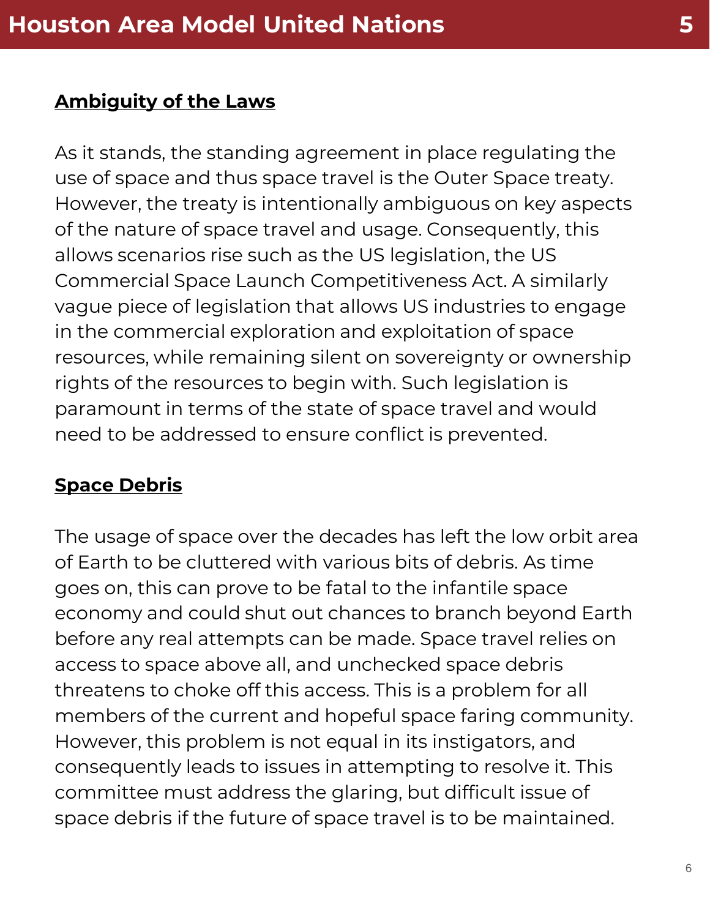## Ambiguity of the Laws

As it stands, the standing agreement in place regulating the use of space and thus space travel is the Outer Space treaty. However, the treaty is intentionally ambiguous on key aspects of the nature of space travel and usage. Consequently, this allows scenarios rise such as the US legislation, the US Commercial Space Launch Competitiveness Act. A similarly vague piece of legislation that allows US industries to engage in the commercial exploration and exploitation of space resources, while remaining silent on sovereignty or ownership rights of the resources to begin with. Such legislation is paramount in terms of the state of space travel and would need to be addressed to ensure conflict is prevented.

## Space Debris

The usage of space over the decades has left the low orbit area of Earth to be cluttered with various bits of debris. As time goes on, this can prove to be fatal to the infantile space economy and could shut out chances to branch beyond Earth before any real attempts can be made. Space travel relies on access to space above all, and unchecked space debris threatens to choke off this access. This is a problem for all members of the current and hopeful space faring community. However, this problem is not equal in its instigators, and consequently leads to issues in attempting to resolve it. This committee must address the glaring, but difficult issue of space debris if the future of space travel is to be maintained.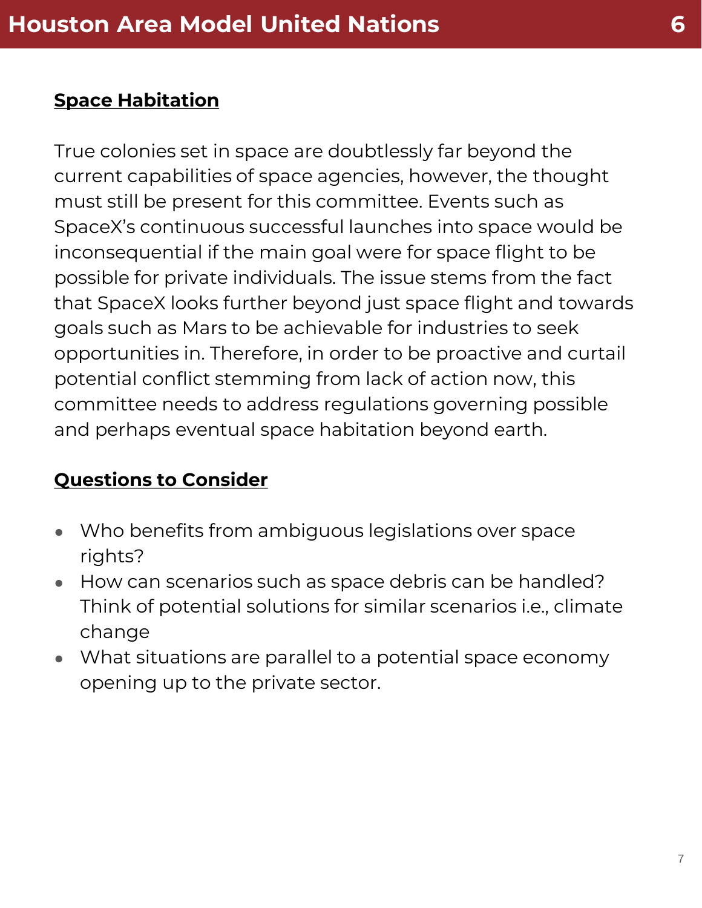## Space Habitation

True colonies set in space are doubtlessly far beyond the current capabilities of space agencies, however, the thought must still be present for this committee. Events such as SpaceX's continuous successful launches into space would be inconsequential if the main goal were for space flight to be possible for private individuals. The issue stems from the fact that SpaceX looks further beyond just space flight and towards goals such as Mars to be achievable for industries to seek opportunities in. Therefore, in order to be proactive and curtail potential conflict stemming from lack of action now, this committee needs to address regulations governing possible and perhaps eventual space habitation beyond earth.

## Questions to Consider

- Who benefits from ambiguous legislations over space rights?
- How can scenarios such as space debris can be handled? Think of potential solutions for similar scenarios i.e., climate change
- What situations are parallel to a potential space economy opening up to the private sector.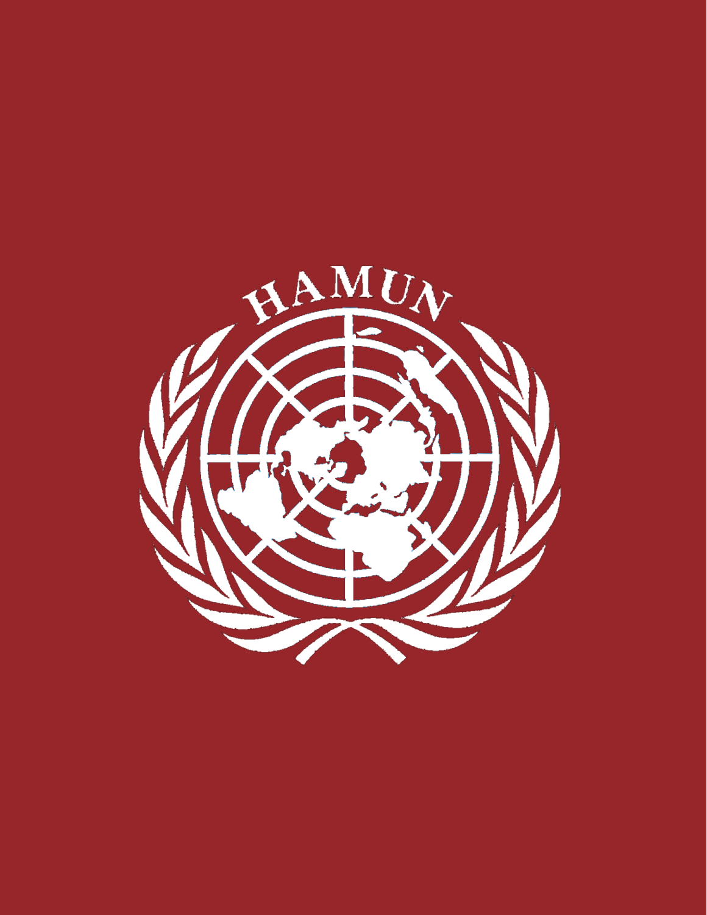HAMUN